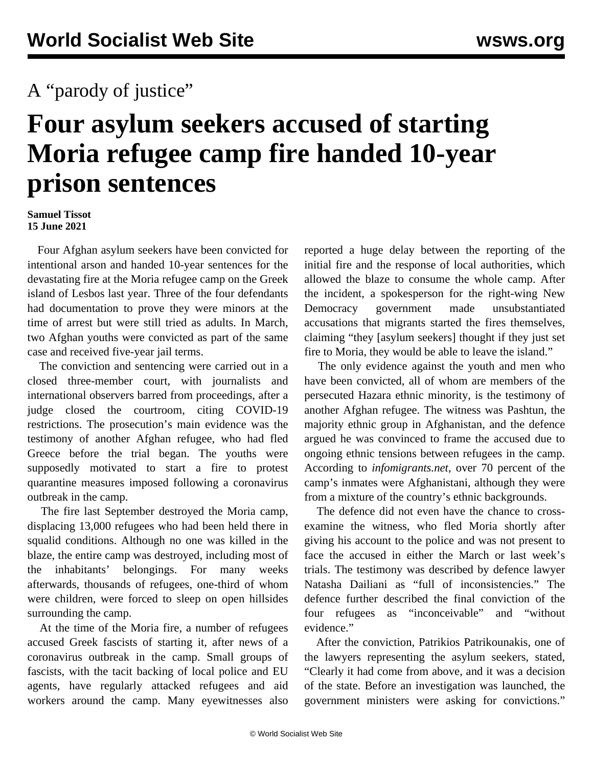A "parody of justice"

# Four asylum seekers accused of starting Moria refugee camp fire handed 10-year prison sentences

**Samuel Tissot**
**15 June 2021**

Four Afghan asylum seekers have been convicted for intentional arson and handed 10-year sentences for the devastating fire at the Moria refugee camp on the Greek island of Lesbos last year. Three of the four defendants had documentation to prove they were minors at the time of arrest but were still tried as adults. In March, two Afghan youths were convicted as part of the same case and received five-year jail terms.

The conviction and sentencing were carried out in a closed three-member court, with journalists and international observers barred from proceedings, after a judge closed the courtroom, citing COVID-19 restrictions. The prosecution's main evidence was the testimony of another Afghan refugee, who had fled Greece before the trial began. The youths were supposedly motivated to start a fire to protest quarantine measures imposed following a coronavirus outbreak in the camp.

The fire last September destroyed the Moria camp, displacing 13,000 refugees who had been held there in squalid conditions. Although no one was killed in the blaze, the entire camp was destroyed, including most of the inhabitants' belongings. For many weeks afterwards, thousands of refugees, one-third of whom were children, were forced to sleep on open hillsides surrounding the camp.

At the time of the Moria fire, a number of refugees accused Greek fascists of starting it, after news of a coronavirus outbreak in the camp. Small groups of fascists, with the tacit backing of local police and EU agents, have regularly attacked refugees and aid workers around the camp. Many eyewitnesses also reported a huge delay between the reporting of the initial fire and the response of local authorities, which allowed the blaze to consume the whole camp. After the incident, a spokesperson for the right-wing New Democracy government made unsubstantiated accusations that migrants started the fires themselves, claiming "they [asylum seekers] thought if they just set fire to Moria, they would be able to leave the island."

The only evidence against the youth and men who have been convicted, all of whom are members of the persecuted Hazara ethnic minority, is the testimony of another Afghan refugee. The witness was Pashtun, the majority ethnic group in Afghanistan, and the defence argued he was convinced to frame the accused due to ongoing ethnic tensions between refugees in the camp. According to *infomigrants.net*, over 70 percent of the camp's inmates were Afghanistani, although they were from a mixture of the country's ethnic backgrounds.

The defence did not even have the chance to cross-examine the witness, who fled Moria shortly after giving his account to the police and was not present to face the accused in either the March or last week's trials. The testimony was described by defence lawyer Natasha Dailiani as "full of inconsistencies." The defence further described the final conviction of the four refugees as "inconceivable" and "without evidence."

After the conviction, Patrikios Patrikounakis, one of the lawyers representing the asylum seekers, stated, "Clearly it had come from above, and it was a decision of the state. Before an investigation was launched, the government ministers were asking for convictions."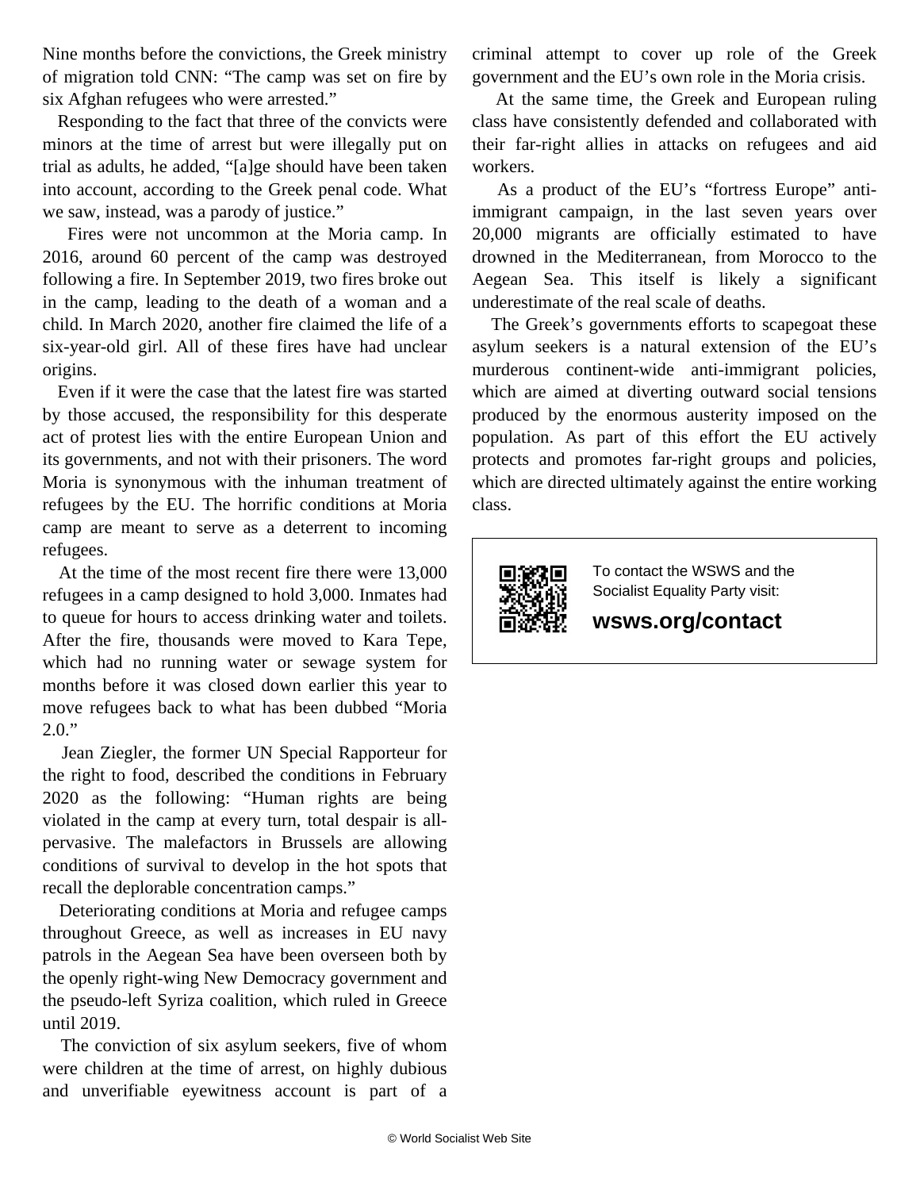Nine months before the convictions, the Greek ministry of migration told CNN: "The camp was set on fire by six Afghan refugees who were arrested."

Responding to the fact that three of the convicts were minors at the time of arrest but were illegally put on trial as adults, he added, "[a]ge should have been taken into account, according to the Greek penal code. What we saw, instead, was a parody of justice."

Fires were not uncommon at the Moria camp. In 2016, around 60 percent of the camp was destroyed following a fire. In September 2019, two fires broke out in the camp, leading to the death of a woman and a child. In March 2020, another fire claimed the life of a six-year-old girl. All of these fires have had unclear origins.

Even if it were the case that the latest fire was started by those accused, the responsibility for this desperate act of protest lies with the entire European Union and its governments, and not with their prisoners. The word Moria is synonymous with the inhuman treatment of refugees by the EU. The horrific conditions at Moria camp are meant to serve as a deterrent to incoming refugees.

At the time of the most recent fire there were 13,000 refugees in a camp designed to hold 3,000. Inmates had to queue for hours to access drinking water and toilets. After the fire, thousands were moved to Kara Tepe, which had no running water or sewage system for months before it was closed down earlier this year to move refugees back to what has been dubbed "Moria 2.0."

Jean Ziegler, the former UN Special Rapporteur for the right to food, described the conditions in February 2020 as the following: "Human rights are being violated in the camp at every turn, total despair is all-pervasive. The malefactors in Brussels are allowing conditions of survival to develop in the hot spots that recall the deplorable concentration camps."

Deteriorating conditions at Moria and refugee camps throughout Greece, as well as increases in EU navy patrols in the Aegean Sea have been overseen both by the openly right-wing New Democracy government and the pseudo-left Syriza coalition, which ruled in Greece until 2019.

The conviction of six asylum seekers, five of whom were children at the time of arrest, on highly dubious and unverifiable eyewitness account is part of a criminal attempt to cover up role of the Greek government and the EU's own role in the Moria crisis.

At the same time, the Greek and European ruling class have consistently defended and collaborated with their far-right allies in attacks on refugees and aid workers.

As a product of the EU's "fortress Europe" anti-immigrant campaign, in the last seven years over 20,000 migrants are officially estimated to have drowned in the Mediterranean, from Morocco to the Aegean Sea. This itself is likely a significant underestimate of the real scale of deaths.

The Greek's governments efforts to scapegoat these asylum seekers is a natural extension of the EU's murderous continent-wide anti-immigrant policies, which are aimed at diverting outward social tensions produced by the enormous austerity imposed on the population. As part of this effort the EU actively protects and promotes far-right groups and policies, which are directed ultimately against the entire working class.

To contact the WSWS and the Socialist Equality Party visit:

**wsws.org/contact**